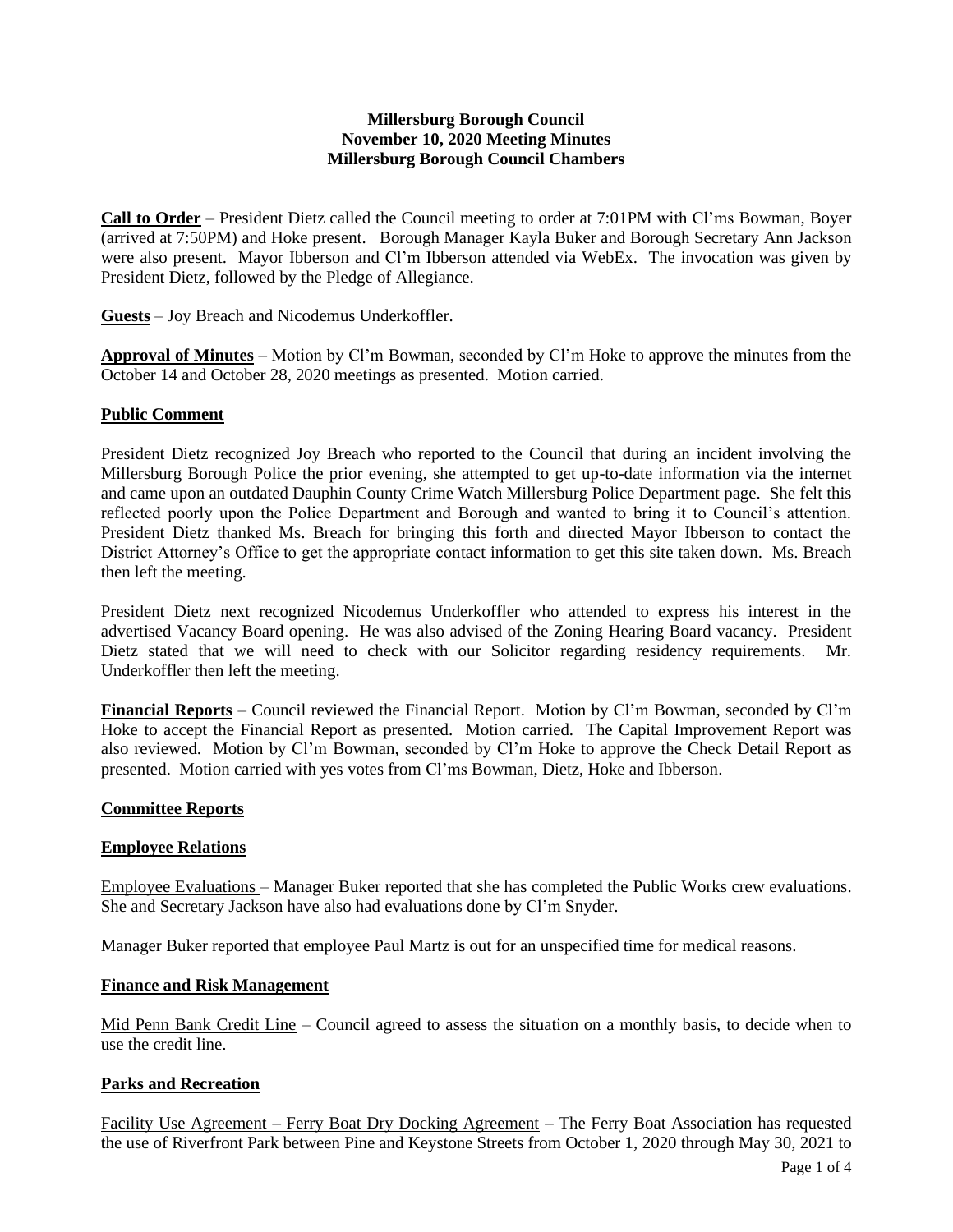**Millersburg Borough Council**
**November 10, 2020 Meeting Minutes**
**Millersburg Borough Council Chambers**

**Call to Order** – President Dietz called the Council meeting to order at 7:01PM with Cl'ms Bowman, Boyer (arrived at 7:50PM) and Hoke present. Borough Manager Kayla Buker and Borough Secretary Ann Jackson were also present. Mayor Ibberson and Cl'm Ibberson attended via WebEx. The invocation was given by President Dietz, followed by the Pledge of Allegiance.

**Guests** – Joy Breach and Nicodemus Underkoffler.

**Approval of Minutes** – Motion by Cl'm Bowman, seconded by Cl'm Hoke to approve the minutes from the October 14 and October 28, 2020 meetings as presented. Motion carried.

## Public Comment

President Dietz recognized Joy Breach who reported to the Council that during an incident involving the Millersburg Borough Police the prior evening, she attempted to get up-to-date information via the internet and came upon an outdated Dauphin County Crime Watch Millersburg Police Department page. She felt this reflected poorly upon the Police Department and Borough and wanted to bring it to Council's attention. President Dietz thanked Ms. Breach for bringing this forth and directed Mayor Ibberson to contact the District Attorney's Office to get the appropriate contact information to get this site taken down. Ms. Breach then left the meeting.

President Dietz next recognized Nicodemus Underkoffler who attended to express his interest in the advertised Vacancy Board opening. He was also advised of the Zoning Hearing Board vacancy. President Dietz stated that we will need to check with our Solicitor regarding residency requirements. Mr. Underkoffler then left the meeting.

**Financial Reports** – Council reviewed the Financial Report. Motion by Cl'm Bowman, seconded by Cl'm Hoke to accept the Financial Report as presented. Motion carried. The Capital Improvement Report was also reviewed. Motion by Cl'm Bowman, seconded by Cl'm Hoke to approve the Check Detail Report as presented. Motion carried with yes votes from Cl'ms Bowman, Dietz, Hoke and Ibberson.

## Committee Reports

## Employee Relations

Employee Evaluations – Manager Buker reported that she has completed the Public Works crew evaluations. She and Secretary Jackson have also had evaluations done by Cl'm Snyder.

Manager Buker reported that employee Paul Martz is out for an unspecified time for medical reasons.

## Finance and Risk Management

Mid Penn Bank Credit Line – Council agreed to assess the situation on a monthly basis, to decide when to use the credit line.

## Parks and Recreation

Facility Use Agreement – Ferry Boat Dry Docking Agreement – The Ferry Boat Association has requested the use of Riverfront Park between Pine and Keystone Streets from October 1, 2020 through May 30, 2021 to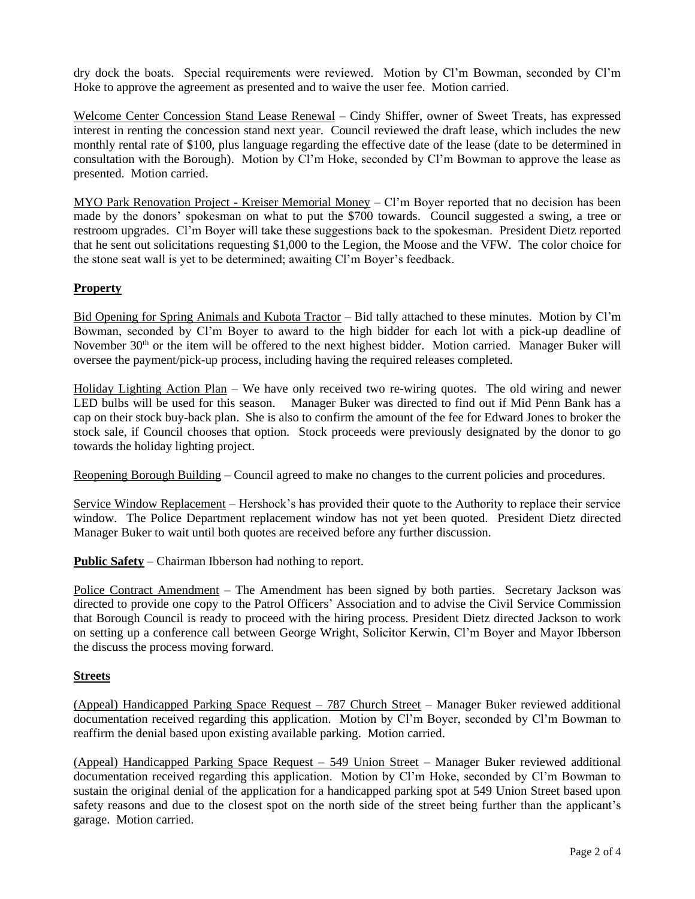dry dock the boats. Special requirements were reviewed. Motion by Cl'm Bowman, seconded by Cl'm Hoke to approve the agreement as presented and to waive the user fee. Motion carried.

Welcome Center Concession Stand Lease Renewal – Cindy Shiffer, owner of Sweet Treats, has expressed interest in renting the concession stand next year. Council reviewed the draft lease, which includes the new monthly rental rate of $100, plus language regarding the effective date of the lease (date to be determined in consultation with the Borough). Motion by Cl'm Hoke, seconded by Cl'm Bowman to approve the lease as presented. Motion carried.

MYO Park Renovation Project - Kreiser Memorial Money – Cl'm Boyer reported that no decision has been made by the donors' spokesman on what to put the $700 towards. Council suggested a swing, a tree or restroom upgrades. Cl'm Boyer will take these suggestions back to the spokesman. President Dietz reported that he sent out solicitations requesting $1,000 to the Legion, the Moose and the VFW. The color choice for the stone seat wall is yet to be determined; awaiting Cl'm Boyer's feedback.

## Property

Bid Opening for Spring Animals and Kubota Tractor – Bid tally attached to these minutes. Motion by Cl'm Bowman, seconded by Cl'm Boyer to award to the high bidder for each lot with a pick-up deadline of November 30th or the item will be offered to the next highest bidder. Motion carried. Manager Buker will oversee the payment/pick-up process, including having the required releases completed.

Holiday Lighting Action Plan – We have only received two re-wiring quotes. The old wiring and newer LED bulbs will be used for this season. Manager Buker was directed to find out if Mid Penn Bank has a cap on their stock buy-back plan. She is also to confirm the amount of the fee for Edward Jones to broker the stock sale, if Council chooses that option. Stock proceeds were previously designated by the donor to go towards the holiday lighting project.

Reopening Borough Building – Council agreed to make no changes to the current policies and procedures.

Service Window Replacement – Hershock's has provided their quote to the Authority to replace their service window. The Police Department replacement window has not yet been quoted. President Dietz directed Manager Buker to wait until both quotes are received before any further discussion.

**Public Safety** – Chairman Ibberson had nothing to report.

Police Contract Amendment – The Amendment has been signed by both parties. Secretary Jackson was directed to provide one copy to the Patrol Officers' Association and to advise the Civil Service Commission that Borough Council is ready to proceed with the hiring process. President Dietz directed Jackson to work on setting up a conference call between George Wright, Solicitor Kerwin, Cl'm Boyer and Mayor Ibberson the discuss the process moving forward.

## Streets

(Appeal) Handicapped Parking Space Request – 787 Church Street – Manager Buker reviewed additional documentation received regarding this application. Motion by Cl'm Boyer, seconded by Cl'm Bowman to reaffirm the denial based upon existing available parking. Motion carried.

(Appeal) Handicapped Parking Space Request – 549 Union Street – Manager Buker reviewed additional documentation received regarding this application. Motion by Cl'm Hoke, seconded by Cl'm Bowman to sustain the original denial of the application for a handicapped parking spot at 549 Union Street based upon safety reasons and due to the closest spot on the north side of the street being further than the applicant's garage. Motion carried.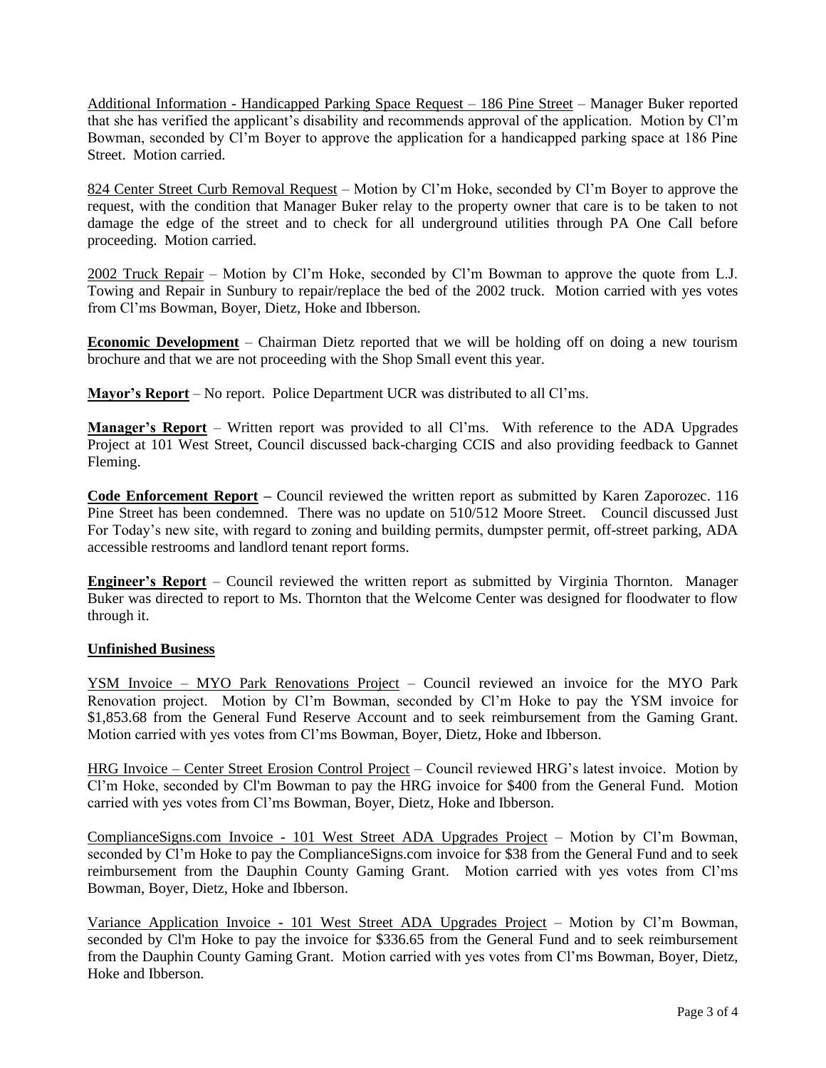Additional Information - Handicapped Parking Space Request – 186 Pine Street – Manager Buker reported that she has verified the applicant's disability and recommends approval of the application. Motion by Cl'm Bowman, seconded by Cl'm Boyer to approve the application for a handicapped parking space at 186 Pine Street. Motion carried.

824 Center Street Curb Removal Request – Motion by Cl'm Hoke, seconded by Cl'm Boyer to approve the request, with the condition that Manager Buker relay to the property owner that care is to be taken to not damage the edge of the street and to check for all underground utilities through PA One Call before proceeding. Motion carried.

2002 Truck Repair – Motion by Cl'm Hoke, seconded by Cl'm Bowman to approve the quote from L.J. Towing and Repair in Sunbury to repair/replace the bed of the 2002 truck. Motion carried with yes votes from Cl'ms Bowman, Boyer, Dietz, Hoke and Ibberson.

**Economic Development** – Chairman Dietz reported that we will be holding off on doing a new tourism brochure and that we are not proceeding with the Shop Small event this year.

**Mayor's Report** – No report. Police Department UCR was distributed to all Cl'ms.

**Manager's Report** – Written report was provided to all Cl'ms. With reference to the ADA Upgrades Project at 101 West Street, Council discussed back-charging CCIS and also providing feedback to Gannet Fleming.

**Code Enforcement Report –** Council reviewed the written report as submitted by Karen Zaporozec. 116 Pine Street has been condemned. There was no update on 510/512 Moore Street. Council discussed Just For Today's new site, with regard to zoning and building permits, dumpster permit, off-street parking, ADA accessible restrooms and landlord tenant report forms.

**Engineer's Report** – Council reviewed the written report as submitted by Virginia Thornton. Manager Buker was directed to report to Ms. Thornton that the Welcome Center was designed for floodwater to flow through it.

## Unfinished Business

YSM Invoice – MYO Park Renovations Project – Council reviewed an invoice for the MYO Park Renovation project. Motion by Cl'm Bowman, seconded by Cl'm Hoke to pay the YSM invoice for $1,853.68 from the General Fund Reserve Account and to seek reimbursement from the Gaming Grant. Motion carried with yes votes from Cl'ms Bowman, Boyer, Dietz, Hoke and Ibberson.

HRG Invoice – Center Street Erosion Control Project – Council reviewed HRG's latest invoice. Motion by Cl'm Hoke, seconded by Cl'm Bowman to pay the HRG invoice for $400 from the General Fund. Motion carried with yes votes from Cl'ms Bowman, Boyer, Dietz, Hoke and Ibberson.

ComplianceSigns.com Invoice - 101 West Street ADA Upgrades Project – Motion by Cl'm Bowman, seconded by Cl'm Hoke to pay the ComplianceSigns.com invoice for $38 from the General Fund and to seek reimbursement from the Dauphin County Gaming Grant. Motion carried with yes votes from Cl'ms Bowman, Boyer, Dietz, Hoke and Ibberson.

Variance Application Invoice - 101 West Street ADA Upgrades Project – Motion by Cl'm Bowman, seconded by Cl'm Hoke to pay the invoice for $336.65 from the General Fund and to seek reimbursement from the Dauphin County Gaming Grant. Motion carried with yes votes from Cl'ms Bowman, Boyer, Dietz, Hoke and Ibberson.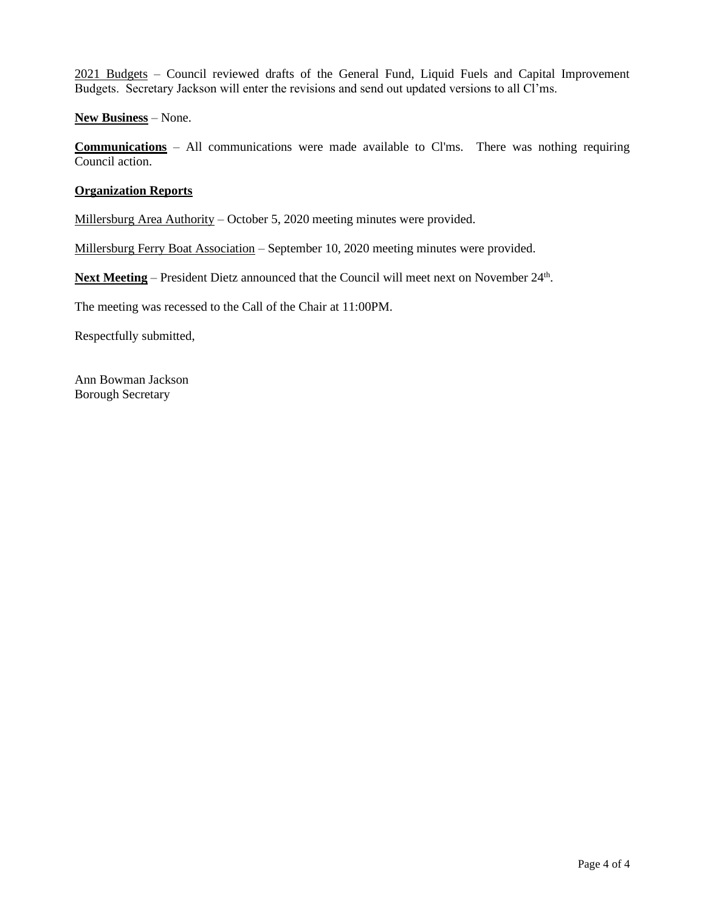<u>2021 Budgets</u> – Council reviewed drafts of the General Fund, Liquid Fuels and Capital Improvement Budgets. Secretary Jackson will enter the revisions and send out updated versions to all Cl'ms.

**<u>New Business</u>** – None.

**<u>Communications</u>** – All communications were made available to Cl'ms. There was nothing requiring Council action.

**<u>Organization Reports</u>**

<u>Millersburg Area Authority</u> – October 5, 2020 meeting minutes were provided.

<u>Millersburg Ferry Boat Association</u> – September 10, 2020 meeting minutes were provided.

**<u>Next Meeting</u>** – President Dietz announced that the Council will meet next on November 24th.

The meeting was recessed to the Call of the Chair at 11:00PM.

Respectfully submitted,

Ann Bowman Jackson
Borough Secretary